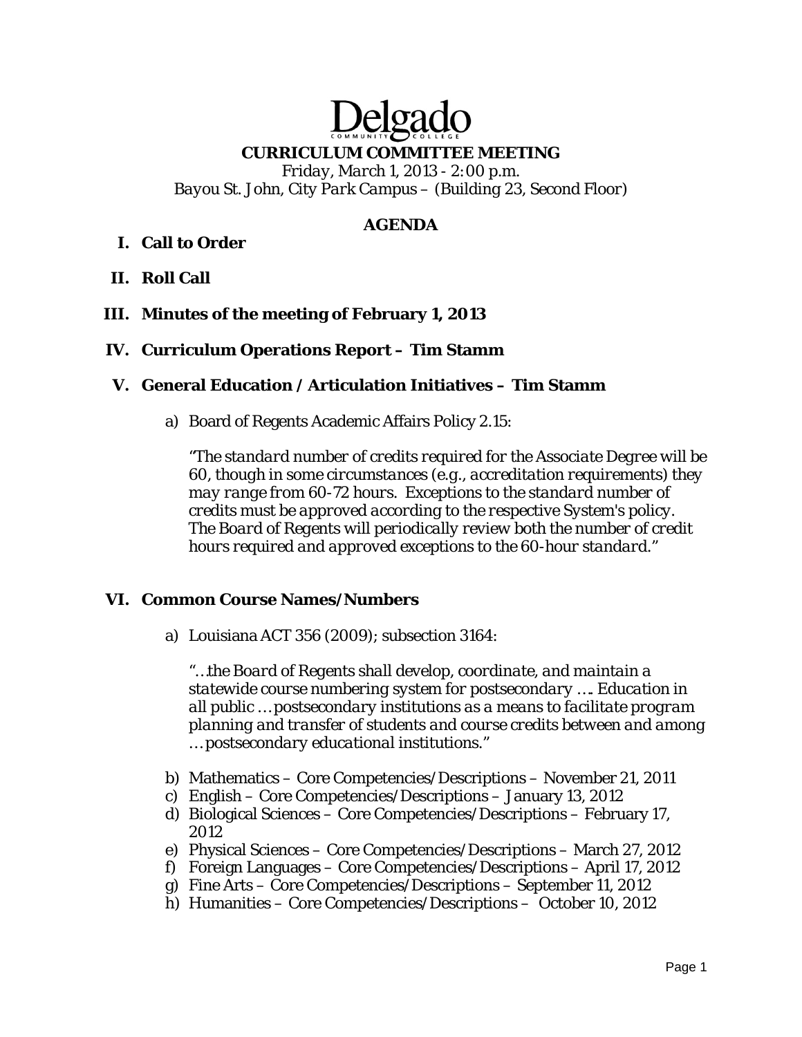# Delgado

## CURRICULUM COMMITTEE MEETING

*Friday, March 1, 2013 - 2:00 p.m.*
*Bayou St. John, City Park Campus – (Building 23, Second Floor)*

## AGENDA

**I. Call to Order**

**II. Roll Call**

**III. Minutes of the meeting of February 1, 2013**

**IV. Curriculum Operations Report – Tim Stamm**

**V. General Education / Articulation Initiatives – Tim Stamm**

a) Board of Regents Academic Affairs Policy 2.15:

*"The standard number of credits required for the Associate Degree will be 60, though in some circumstances (e.g., accreditation requirements) they may range from 60-72 hours. Exceptions to the standard number of credits must be approved according to the respective System's policy. The Board of Regents will periodically review both the number of credit hours required and approved exceptions to the 60-hour standard."*

**VI. Common Course Names/Numbers**

a) Louisiana ACT 356 (2009); subsection 3164:

*"…the Board of Regents shall develop, coordinate, and maintain a statewide course numbering system for postsecondary …. Education in all public … postsecondary institutions as a means to facilitate program planning and transfer of students and course credits between and among … postsecondary educational institutions."*

b) Mathematics – Core Competencies/Descriptions – November 21, 2011
c) English – Core Competencies/Descriptions – January 13, 2012
d) Biological Sciences – Core Competencies/Descriptions – February 17, 2012
e) Physical Sciences – Core Competencies/Descriptions – March 27, 2012
f) Foreign Languages – Core Competencies/Descriptions – April 17, 2012
g) Fine Arts – Core Competencies/Descriptions – September 11, 2012
h) Humanities – Core Competencies/Descriptions – October 10, 2012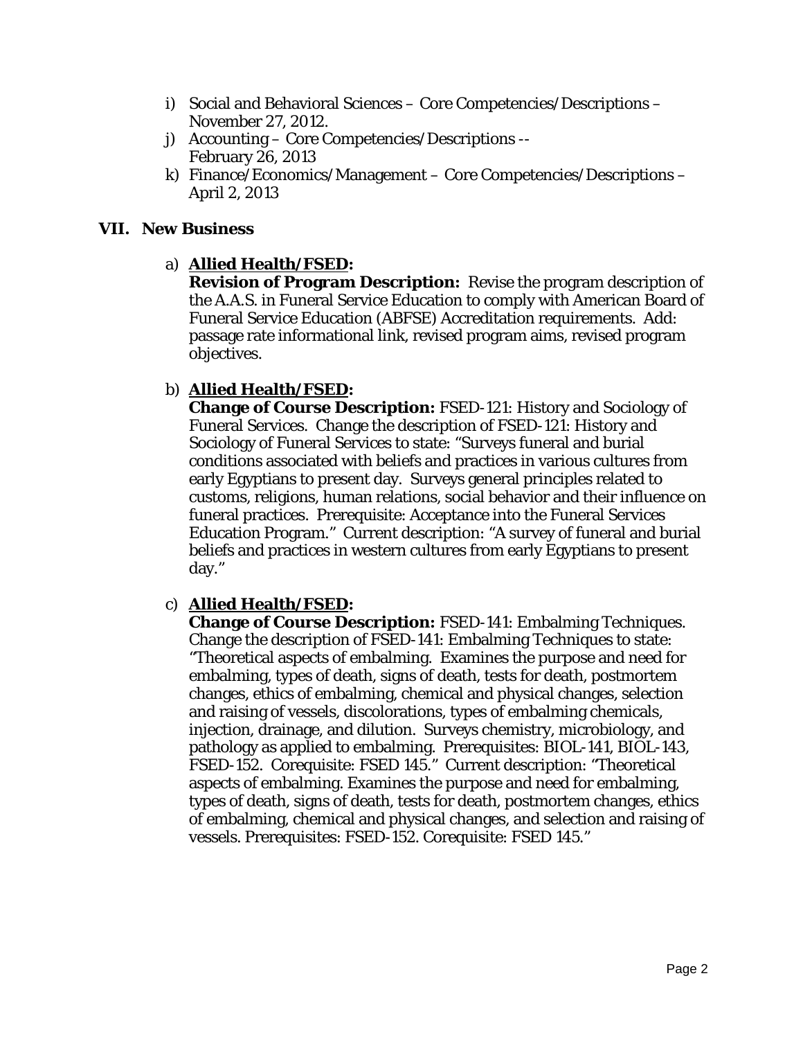i) Social and Behavioral Sciences – Core Competencies/Descriptions – November 27, 2012.
j) Accounting – Core Competencies/Descriptions -- February 26, 2013
k) Finance/Economics/Management – Core Competencies/Descriptions – April 2, 2013

## VII. New Business

a) **Allied Health/FSED:**
**Revision of Program Description:** Revise the program description of the A.A.S. in Funeral Service Education to comply with American Board of Funeral Service Education (ABFSE) Accreditation requirements. Add: passage rate informational link, revised program aims, revised program objectives.

b) **Allied Health/FSED:**
**Change of Course Description:** FSED-121: History and Sociology of Funeral Services. Change the description of FSED-121: History and Sociology of Funeral Services to state: "Surveys funeral and burial conditions associated with beliefs and practices in various cultures from early Egyptians to present day. Surveys general principles related to customs, religions, human relations, social behavior and their influence on funeral practices. Prerequisite: Acceptance into the Funeral Services Education Program." Current description: "A survey of funeral and burial beliefs and practices in western cultures from early Egyptians to present day."

c) **Allied Health/FSED:**
**Change of Course Description:** FSED-141: Embalming Techniques. Change the description of FSED-141: Embalming Techniques to state: "Theoretical aspects of embalming. Examines the purpose and need for embalming, types of death, signs of death, tests for death, postmortem changes, ethics of embalming, chemical and physical changes, selection and raising of vessels, discolorations, types of embalming chemicals, injection, drainage, and dilution. Surveys chemistry, microbiology, and pathology as applied to embalming. Prerequisites: BIOL-141, BIOL-143, FSED-152. Corequisite: FSED 145." Current description: "Theoretical aspects of embalming. Examines the purpose and need for embalming, types of death, signs of death, tests for death, postmortem changes, ethics of embalming, chemical and physical changes, and selection and raising of vessels. Prerequisites: FSED-152. Corequisite: FSED 145."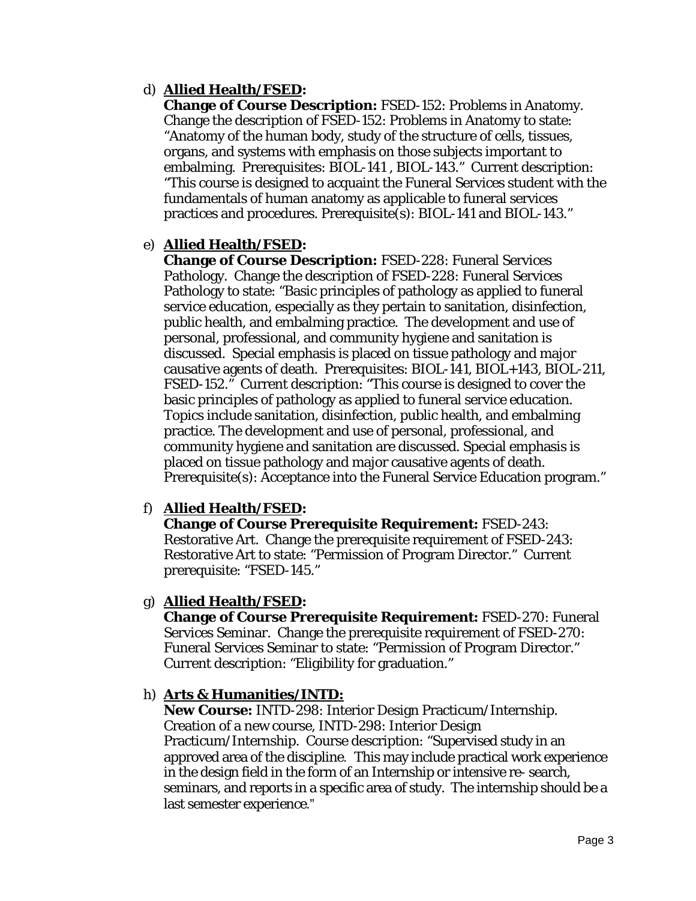d) **<u>Allied Health/FSED</u>:**
**Change of Course Description:** FSED-152: Problems in Anatomy. Change the description of FSED-152: Problems in Anatomy to state: "Anatomy of the human body, study of the structure of cells, tissues, organs, and systems with emphasis on those subjects important to embalming. Prerequisites: BIOL-141 , BIOL-143." Current description: "This course is designed to acquaint the Funeral Services student with the fundamentals of human anatomy as applicable to funeral services practices and procedures. Prerequisite(s): BIOL-141 and BIOL-143."

e) **<u>Allied Health/FSED</u>:**
**Change of Course Description:** FSED-228: Funeral Services Pathology. Change the description of FSED-228: Funeral Services Pathology to state: "Basic principles of pathology as applied to funeral service education, especially as they pertain to sanitation, disinfection, public health, and embalming practice. The development and use of personal, professional, and community hygiene and sanitation is discussed. Special emphasis is placed on tissue pathology and major causative agents of death. Prerequisites: BIOL-141, BIOL+143, BIOL-211, FSED-152." Current description: "This course is designed to cover the basic principles of pathology as applied to funeral service education. Topics include sanitation, disinfection, public health, and embalming practice. The development and use of personal, professional, and community hygiene and sanitation are discussed. Special emphasis is placed on tissue pathology and major causative agents of death. Prerequisite(s): Acceptance into the Funeral Service Education program."

f) **<u>Allied Health/FSED</u>:**
**Change of Course Prerequisite Requirement:** FSED-243: Restorative Art. Change the prerequisite requirement of FSED-243: Restorative Art to state: "Permission of Program Director." Current prerequisite: "FSED-145."

g) **<u>Allied Health/FSED</u>:**
**Change of Course Prerequisite Requirement:** FSED-270: Funeral Services Seminar. Change the prerequisite requirement of FSED-270: Funeral Services Seminar to state: "Permission of Program Director." Current description: "Eligibility for graduation."

h) **<u>Arts & Humanities/INTD:</u>**
**New Course:** INTD-298: Interior Design Practicum/Internship. Creation of a new course, INTD-298: Interior Design Practicum/Internship. Course description: "Supervised study in an approved area of the discipline. This may include practical work experience in the design field in the form of an Internship or intensive re- search, seminars, and reports in a specific area of study. The internship should be a last semester experience."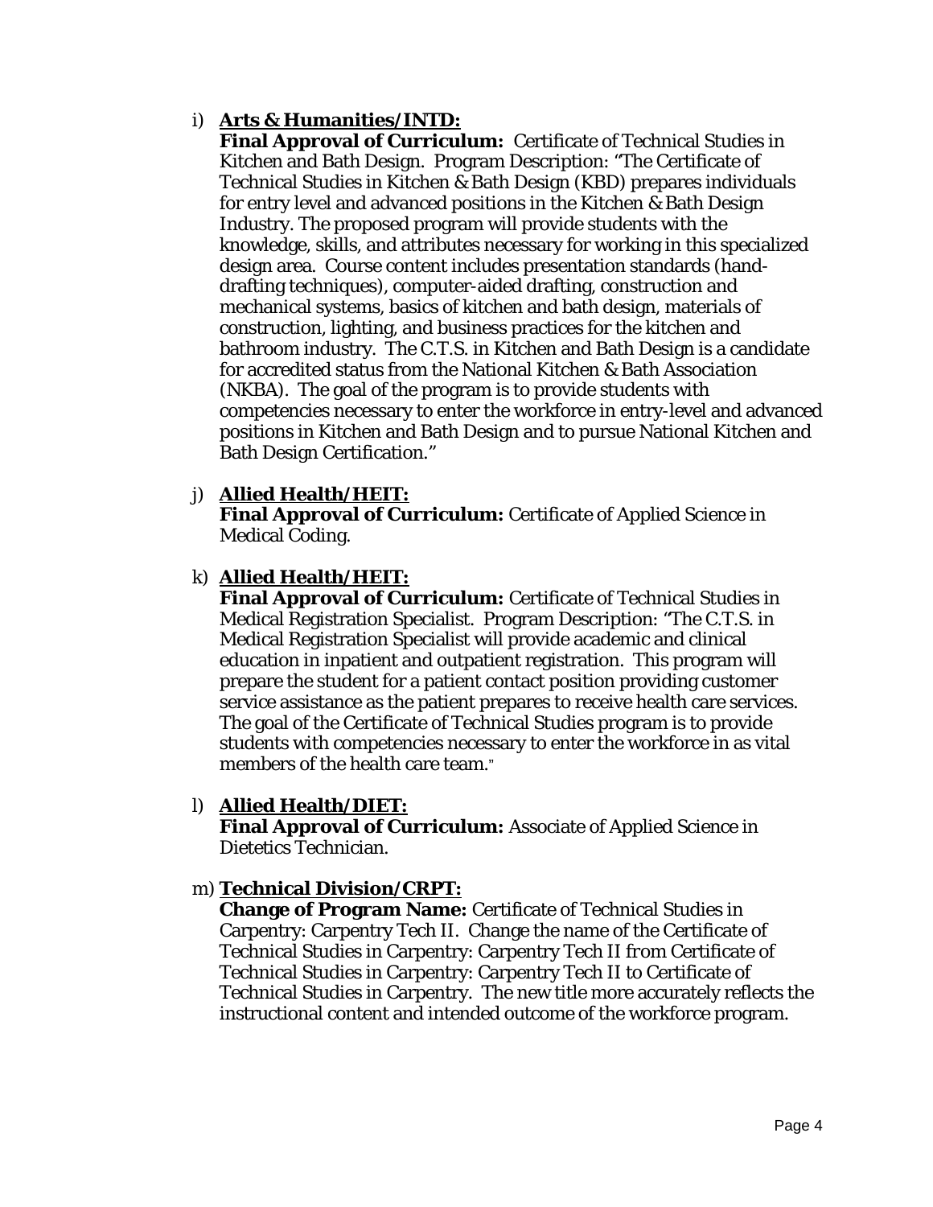i) **<u>Arts & Humanities/INTD:</u>**
**Final Approval of Curriculum:** Certificate of Technical Studies in Kitchen and Bath Design. Program Description: "The Certificate of Technical Studies in Kitchen & Bath Design (KBD) prepares individuals for entry level and advanced positions in the Kitchen & Bath Design Industry. The proposed program will provide students with the knowledge, skills, and attributes necessary for working in this specialized design area. Course content includes presentation standards (hand-drafting techniques), computer-aided drafting, construction and mechanical systems, basics of kitchen and bath design, materials of construction, lighting, and business practices for the kitchen and bathroom industry. The C.T.S. in Kitchen and Bath Design is a candidate for accredited status from the National Kitchen & Bath Association (NKBA). The goal of the program is to provide students with competencies necessary to enter the workforce in entry-level and advanced positions in Kitchen and Bath Design and to pursue National Kitchen and Bath Design Certification."

j) **<u>Allied Health/HEIT:</u>**
**Final Approval of Curriculum:** Certificate of Applied Science in Medical Coding.

k) **<u>Allied Health/HEIT:</u>**
**Final Approval of Curriculum:** Certificate of Technical Studies in Medical Registration Specialist. Program Description: "The C.T.S. in Medical Registration Specialist will provide academic and clinical education in inpatient and outpatient registration. This program will prepare the student for a patient contact position providing customer service assistance as the patient prepares to receive health care services. The goal of the Certificate of Technical Studies program is to provide students with competencies necessary to enter the workforce in as vital members of the health care team."

l) **<u>Allied Health/DIET:</u>**
**Final Approval of Curriculum:** Associate of Applied Science in Dietetics Technician.

m) **<u>Technical Division/CRPT:</u>**
**Change of Program Name:** Certificate of Technical Studies in Carpentry: Carpentry Tech II. Change the name of the Certificate of Technical Studies in Carpentry: Carpentry Tech II *from* Certificate of Technical Studies in Carpentry: Carpentry Tech II to Certificate of Technical Studies in Carpentry. The new title more accurately reflects the instructional content and intended outcome of the workforce program.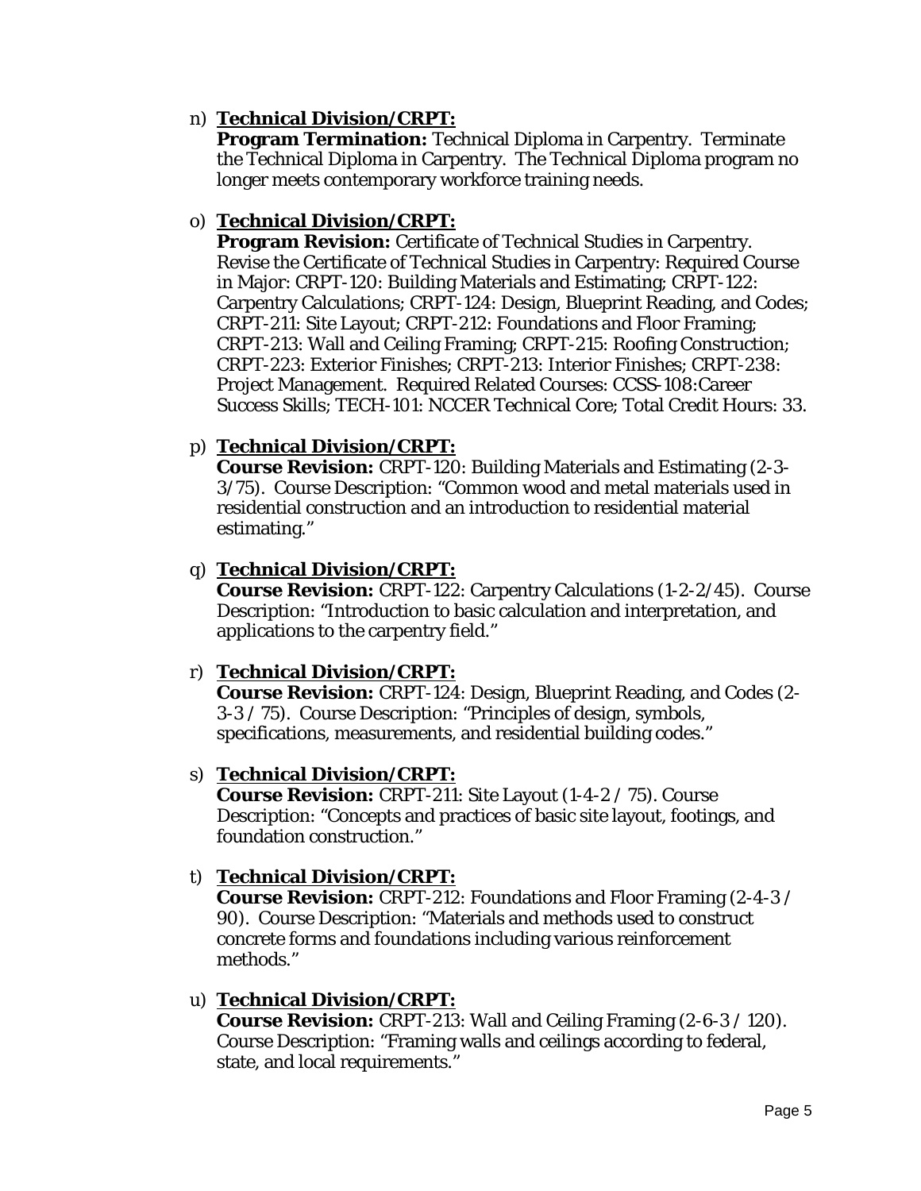n) **Technical Division/CRPT:**
   **Program Termination:** Technical Diploma in Carpentry. Terminate the Technical Diploma in Carpentry. The Technical Diploma program no longer meets contemporary workforce training needs.

o) **Technical Division/CRPT:**
   **Program Revision:** Certificate of Technical Studies in Carpentry. Revise the Certificate of Technical Studies in Carpentry: Required Course in Major: CRPT-120: Building Materials and Estimating; CRPT-122: Carpentry Calculations; CRPT-124: Design, Blueprint Reading, and Codes; CRPT-211: Site Layout; CRPT-212: Foundations and Floor Framing; CRPT-213: Wall and Ceiling Framing; CRPT-215: Roofing Construction; CRPT-223: Exterior Finishes; CRPT-213: Interior Finishes; CRPT-238: Project Management. Required Related Courses: CCSS-108:Career Success Skills; TECH-101: NCCER Technical Core; Total Credit Hours: 33.

p) **Technical Division/CRPT:**
   **Course Revision:** CRPT-120: Building Materials and Estimating (2-3-3/75). Course Description: "Common wood and metal materials used in residential construction and an introduction to residential material estimating."

q) **Technical Division/CRPT:**
   **Course Revision:** CRPT-122: Carpentry Calculations (1-2-2/45). Course Description: "Introduction to basic calculation and interpretation, and applications to the carpentry field."

r) **Technical Division/CRPT:**
   **Course Revision:** CRPT-124: Design, Blueprint Reading, and Codes (2-3-3 / 75). Course Description: "Principles of design, symbols, specifications, measurements, and residential building codes."

s) **Technical Division/CRPT:**
   **Course Revision:** CRPT-211: Site Layout (1-4-2 / 75). Course Description: "Concepts and practices of basic site layout, footings, and foundation construction."

t) **Technical Division/CRPT:**
   **Course Revision:** CRPT-212: Foundations and Floor Framing (2-4-3 / 90). Course Description: "Materials and methods used to construct concrete forms and foundations including various reinforcement methods."

u) **Technical Division/CRPT:**
   **Course Revision:** CRPT-213: Wall and Ceiling Framing (2-6-3 / 120). Course Description: "Framing walls and ceilings according to federal, state, and local requirements."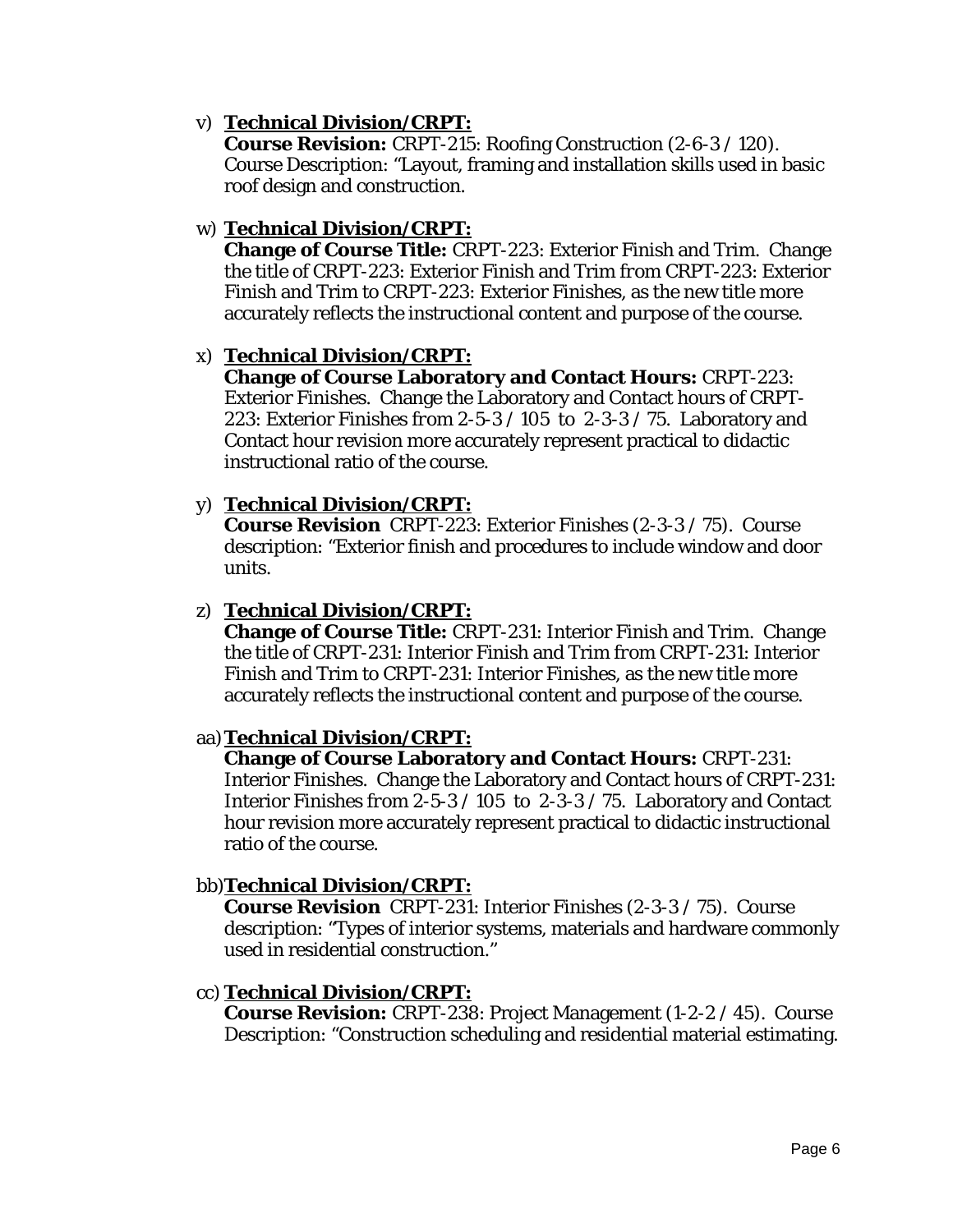v) **<u>Technical Division/CRPT:</u>**
**Course Revision:** CRPT-215: Roofing Construction (2-6-3 / 120). Course Description: "Layout, framing and installation skills used in basic roof design and construction.

w) **<u>Technical Division/CRPT:</u>**
**Change of Course Title:** CRPT-223: Exterior Finish and Trim. Change the title of CRPT-223: Exterior Finish and Trim from CRPT-223: Exterior Finish and Trim to CRPT-223: Exterior Finishes, as the new title more accurately reflects the instructional content and purpose of the course.

x) **<u>Technical Division/CRPT:</u>**
**Change of Course Laboratory and Contact Hours:** CRPT-223: Exterior Finishes. Change the Laboratory and Contact hours of CRPT-223: Exterior Finishes from 2-5-3 / 105 to 2-3-3 / 75. Laboratory and Contact hour revision more accurately represent practical to didactic instructional ratio of the course.

y) **<u>Technical Division/CRPT:</u>**
**Course Revision** CRPT-223: Exterior Finishes (2-3-3 / 75). Course description: "Exterior finish and procedures to include window and door units.

z) **<u>Technical Division/CRPT:</u>**
**Change of Course Title:** CRPT-231: Interior Finish and Trim. Change the title of CRPT-231: Interior Finish and Trim from CRPT-231: Interior Finish and Trim to CRPT-231: Interior Finishes, as the new title more accurately reflects the instructional content and purpose of the course.

aa) **<u>Technical Division/CRPT:</u>**
**Change of Course Laboratory and Contact Hours:** CRPT-231: Interior Finishes. Change the Laboratory and Contact hours of CRPT-231: Interior Finishes from 2-5-3 / 105 to 2-3-3 / 75. Laboratory and Contact hour revision more accurately represent practical to didactic instructional ratio of the course.

bb) **<u>Technical Division/CRPT:</u>**
**Course Revision** CRPT-231: Interior Finishes (2-3-3 / 75). Course description: "Types of interior systems, materials and hardware commonly used in residential construction."

cc) **<u>Technical Division/CRPT:</u>**
**Course Revision:** CRPT-238: Project Management (1-2-2 / 45). Course Description: "Construction scheduling and residential material estimating.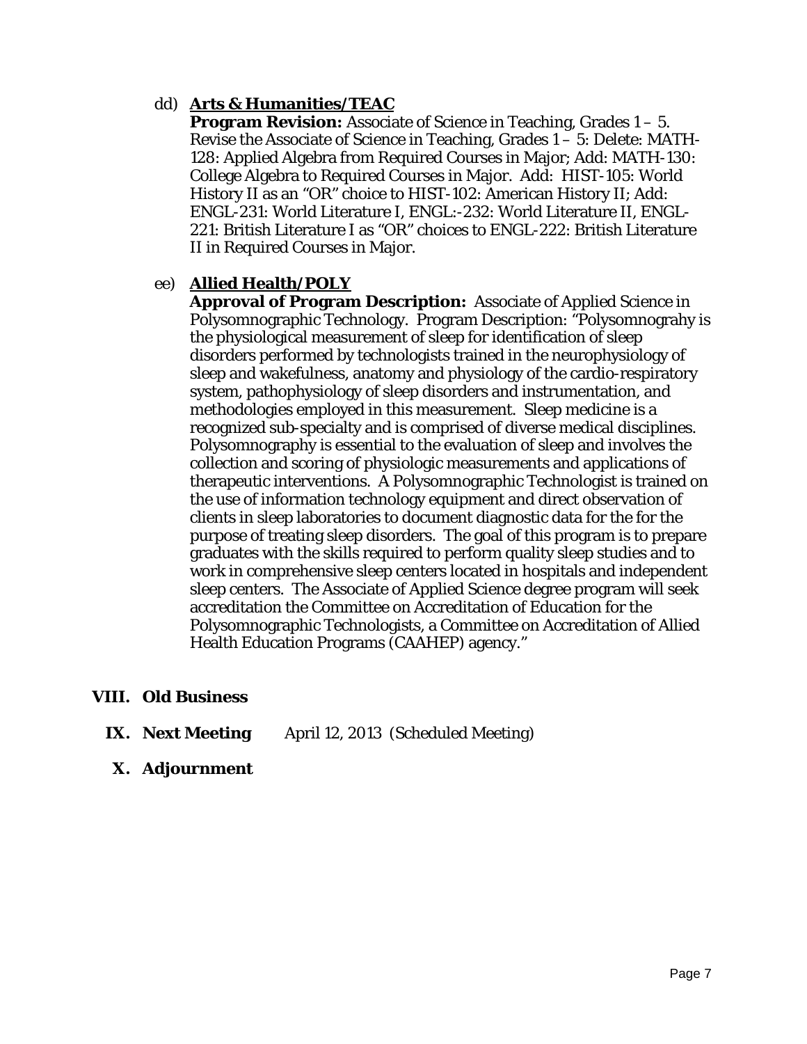dd) **Arts & Humanities/TEAC**

**Program Revision:** Associate of Science in Teaching, Grades 1 – 5. Revise the Associate of Science in Teaching, Grades 1 – 5: Delete: MATH-128: Applied Algebra from Required Courses in Major; Add: MATH-130: College Algebra to Required Courses in Major. Add: HIST-105: World History II as an "OR" choice to HIST-102: American History II; Add: ENGL-231: World Literature I, ENGL:-232: World Literature II, ENGL-221: British Literature I as "OR" choices to ENGL-222: British Literature II in Required Courses in Major.

ee) **Allied Health/POLY**

**Approval of Program Description:** Associate of Applied Science in Polysomnographic Technology. Program Description: "Polysomnograhy is the physiological measurement of sleep for identification of sleep disorders performed by technologists trained in the neurophysiology of sleep and wakefulness, anatomy and physiology of the cardio-respiratory system, pathophysiology of sleep disorders and instrumentation, and methodologies employed in this measurement. Sleep medicine is a recognized sub-specialty and is comprised of diverse medical disciplines. Polysomnography is essential to the evaluation of sleep and involves the collection and scoring of physiologic measurements and applications of therapeutic interventions. A Polysomnographic Technologist is trained on the use of information technology equipment and direct observation of clients in sleep laboratories to document diagnostic data for the for the purpose of treating sleep disorders. The goal of this program is to prepare graduates with the skills required to perform quality sleep studies and to work in comprehensive sleep centers located in hospitals and independent sleep centers. The Associate of Applied Science degree program will seek accreditation the Committee on Accreditation of Education for the Polysomnographic Technologists, a Committee on Accreditation of Allied Health Education Programs (CAAHEP) agency."

## VIII. Old Business

## IX. Next Meeting

April 12, 2013 (Scheduled Meeting)

## X. Adjournment